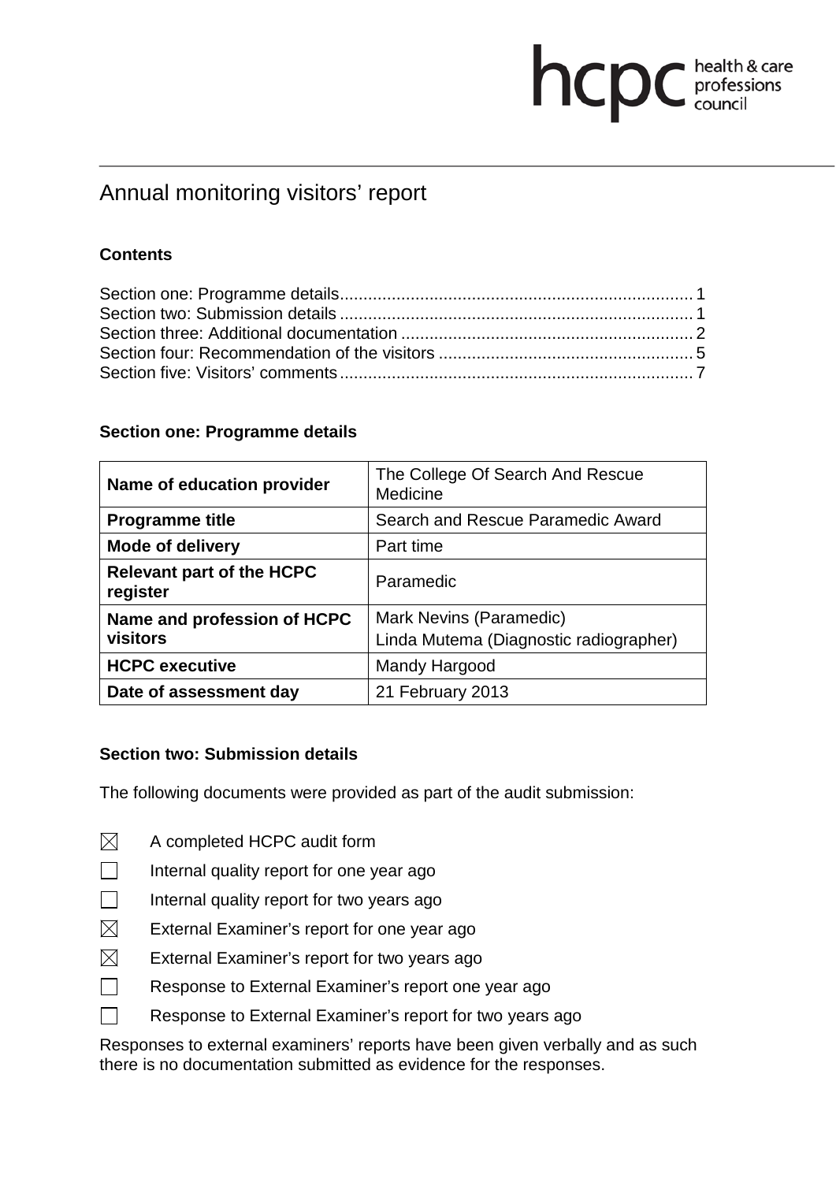# Annual monitoring visitors' report

**Contents**

Section one: Programme details ........................................................................ 1
Section two: Submission details ........................................................................ 1
Section three: Additional documentation ........................................................... 2
Section four: Recommendation of the visitors ................................................... 5
Section five: Visitors' comments ........................................................................ 7

## Section one: Programme details

| | |
|---|---|
| **Name of education provider** | The College Of Search And Rescue Medicine |
| **Programme title** | Search and Rescue Paramedic Award |
| **Mode of delivery** | Part time |
| **Relevant part of the HCPC register** | Paramedic |
| **Name and profession of HCPC visitors** | Mark Nevins (Paramedic)<br>Linda Mutema (Diagnostic radiographer) |
| **HCPC executive** | Mandy Hargood |
| **Date of assessment day** | 21 February 2013 |

## Section two: Submission details

The following documents were provided as part of the audit submission:

- ☒ A completed HCPC audit form
- ☐ Internal quality report for one year ago
- ☐ Internal quality report for two years ago
- ☒ External Examiner's report for one year ago
- ☒ External Examiner's report for two years ago
- ☐ Response to External Examiner's report one year ago
- ☐ Response to External Examiner's report for two years ago

Responses to external examiners' reports have been given verbally and as such there is no documentation submitted as evidence for the responses.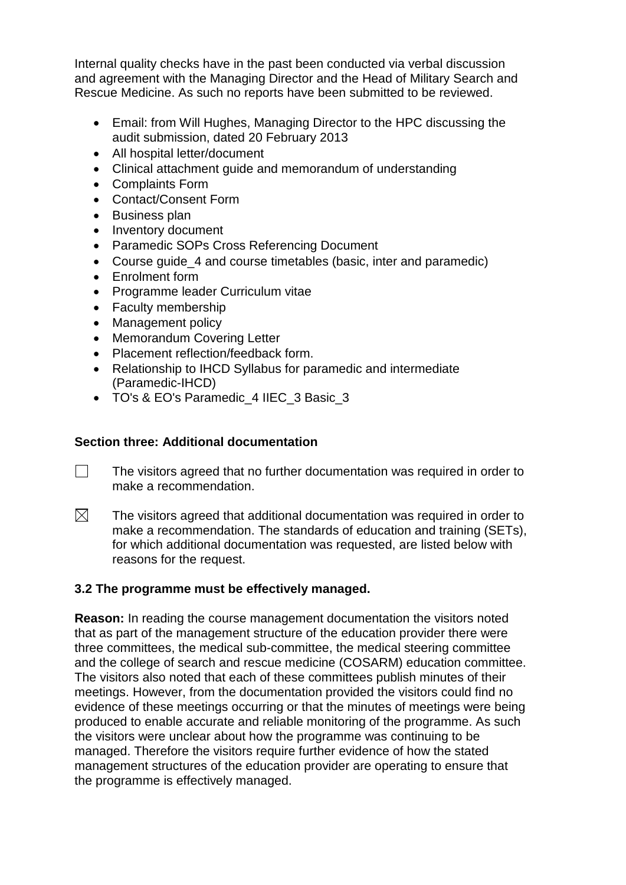Internal quality checks have in the past been conducted via verbal discussion and agreement with the Managing Director and the Head of Military Search and Rescue Medicine. As such no reports have been submitted to be reviewed.

- Email: from Will Hughes, Managing Director to the HPC discussing the audit submission, dated 20 February 2013
- All hospital letter/document
- Clinical attachment guide and memorandum of understanding
- Complaints Form
- Contact/Consent Form
- Business plan
- Inventory document
- Paramedic SOPs Cross Referencing Document
- Course guide_4 and course timetables (basic, inter and paramedic)
- Enrolment form
- Programme leader Curriculum vitae
- Faculty membership
- Management policy
- Memorandum Covering Letter
- Placement reflection/feedback form.
- Relationship to IHCD Syllabus for paramedic and intermediate (Paramedic-IHCD)
- TO's & EO's Paramedic_4 IIEC_3 Basic_3

## Section three: Additional documentation

☐ The visitors agreed that no further documentation was required in order to make a recommendation.

☒ The visitors agreed that additional documentation was required in order to make a recommendation. The standards of education and training (SETs), for which additional documentation was requested, are listed below with reasons for the request.

### 3.2 The programme must be effectively managed.

**Reason:** In reading the course management documentation the visitors noted that as part of the management structure of the education provider there were three committees, the medical sub-committee, the medical steering committee and the college of search and rescue medicine (COSARM) education committee. The visitors also noted that each of these committees publish minutes of their meetings. However, from the documentation provided the visitors could find no evidence of these meetings occurring or that the minutes of meetings were being produced to enable accurate and reliable monitoring of the programme. As such the visitors were unclear about how the programme was continuing to be managed. Therefore the visitors require further evidence of how the stated management structures of the education provider are operating to ensure that the programme is effectively managed.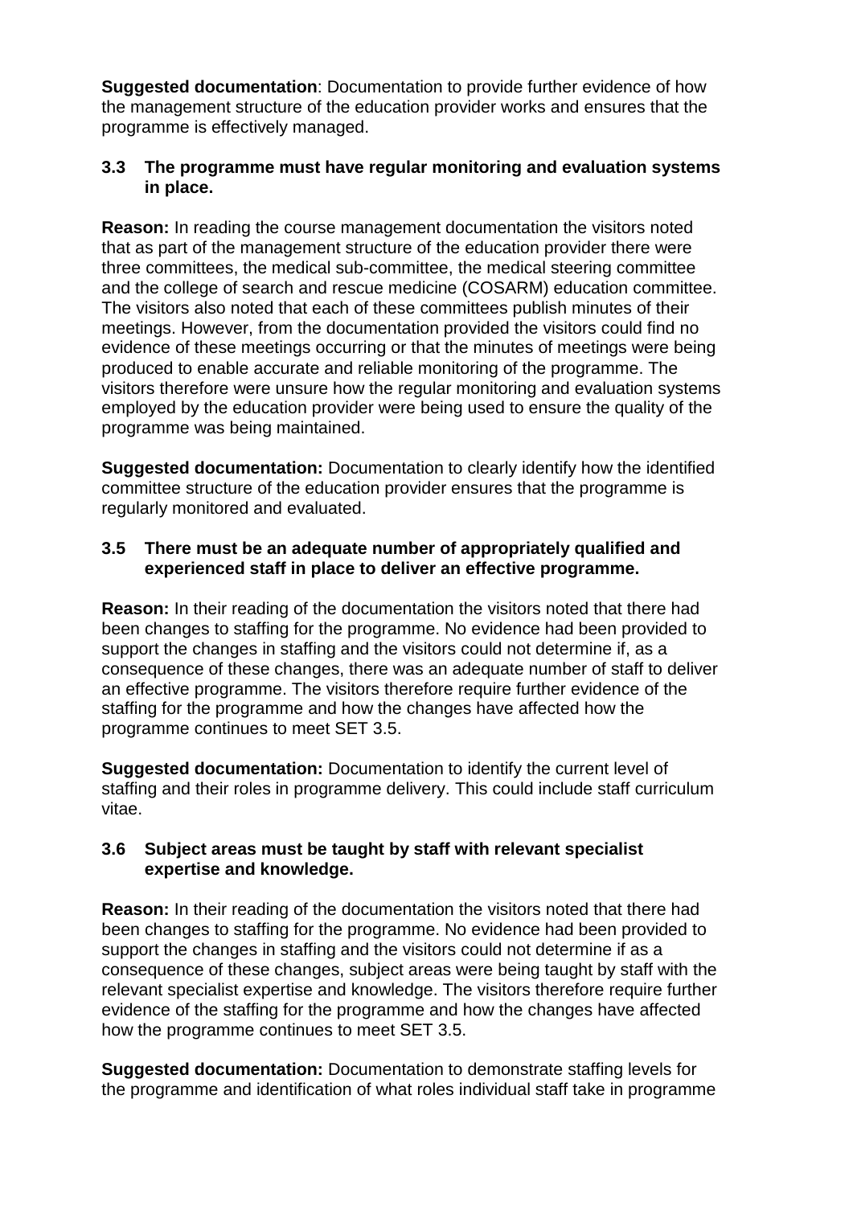**Suggested documentation**: Documentation to provide further evidence of how the management structure of the education provider works and ensures that the programme is effectively managed.

**3.3 The programme must have regular monitoring and evaluation systems in place.**

**Reason:** In reading the course management documentation the visitors noted that as part of the management structure of the education provider there were three committees, the medical sub-committee, the medical steering committee and the college of search and rescue medicine (COSARM) education committee. The visitors also noted that each of these committees publish minutes of their meetings. However, from the documentation provided the visitors could find no evidence of these meetings occurring or that the minutes of meetings were being produced to enable accurate and reliable monitoring of the programme. The visitors therefore were unsure how the regular monitoring and evaluation systems employed by the education provider were being used to ensure the quality of the programme was being maintained.

**Suggested documentation:** Documentation to clearly identify how the identified committee structure of the education provider ensures that the programme is regularly monitored and evaluated.

**3.5 There must be an adequate number of appropriately qualified and experienced staff in place to deliver an effective programme.**

**Reason:** In their reading of the documentation the visitors noted that there had been changes to staffing for the programme. No evidence had been provided to support the changes in staffing and the visitors could not determine if, as a consequence of these changes, there was an adequate number of staff to deliver an effective programme. The visitors therefore require further evidence of the staffing for the programme and how the changes have affected how the programme continues to meet SET 3.5.

**Suggested documentation:** Documentation to identify the current level of staffing and their roles in programme delivery. This could include staff curriculum vitae.

**3.6 Subject areas must be taught by staff with relevant specialist expertise and knowledge.**

**Reason:** In their reading of the documentation the visitors noted that there had been changes to staffing for the programme. No evidence had been provided to support the changes in staffing and the visitors could not determine if as a consequence of these changes, subject areas were being taught by staff with the relevant specialist expertise and knowledge. The visitors therefore require further evidence of the staffing for the programme and how the changes have affected how the programme continues to meet SET 3.5.

**Suggested documentation:** Documentation to demonstrate staffing levels for the programme and identification of what roles individual staff take in programme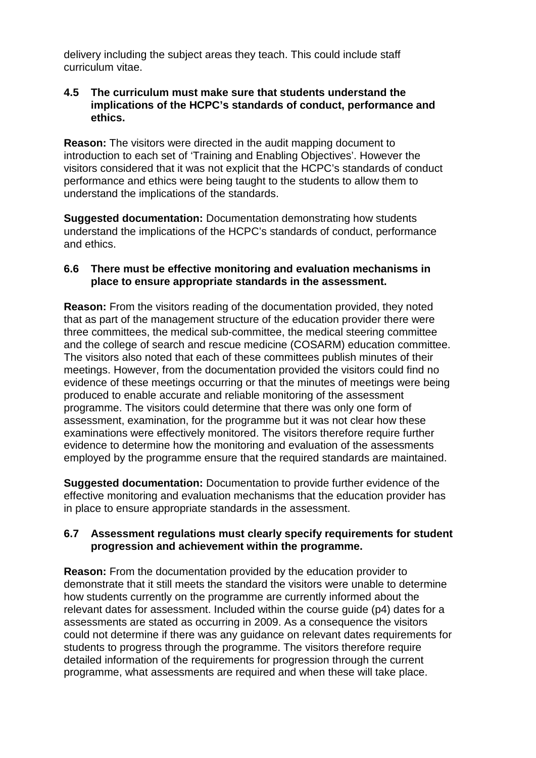delivery including the subject areas they teach. This could include staff curriculum vitae.

**4.5 The curriculum must make sure that students understand the implications of the HCPC's standards of conduct, performance and ethics.**

**Reason:** The visitors were directed in the audit mapping document to introduction to each set of 'Training and Enabling Objectives'. However the visitors considered that it was not explicit that the HCPC's standards of conduct performance and ethics were being taught to the students to allow them to understand the implications of the standards.

**Suggested documentation:** Documentation demonstrating how students understand the implications of the HCPC's standards of conduct, performance and ethics.

**6.6 There must be effective monitoring and evaluation mechanisms in place to ensure appropriate standards in the assessment.**

**Reason:** From the visitors reading of the documentation provided, they noted that as part of the management structure of the education provider there were three committees, the medical sub-committee, the medical steering committee and the college of search and rescue medicine (COSARM) education committee. The visitors also noted that each of these committees publish minutes of their meetings. However, from the documentation provided the visitors could find no evidence of these meetings occurring or that the minutes of meetings were being produced to enable accurate and reliable monitoring of the assessment programme. The visitors could determine that there was only one form of assessment, examination, for the programme but it was not clear how these examinations were effectively monitored. The visitors therefore require further evidence to determine how the monitoring and evaluation of the assessments employed by the programme ensure that the required standards are maintained.

**Suggested documentation:** Documentation to provide further evidence of the effective monitoring and evaluation mechanisms that the education provider has in place to ensure appropriate standards in the assessment.

**6.7 Assessment regulations must clearly specify requirements for student progression and achievement within the programme.**

**Reason:** From the documentation provided by the education provider to demonstrate that it still meets the standard the visitors were unable to determine how students currently on the programme are currently informed about the relevant dates for assessment. Included within the course guide (p4) dates for a assessments are stated as occurring in 2009. As a consequence the visitors could not determine if there was any guidance on relevant dates requirements for students to progress through the programme. The visitors therefore require detailed information of the requirements for progression through the current programme, what assessments are required and when these will take place.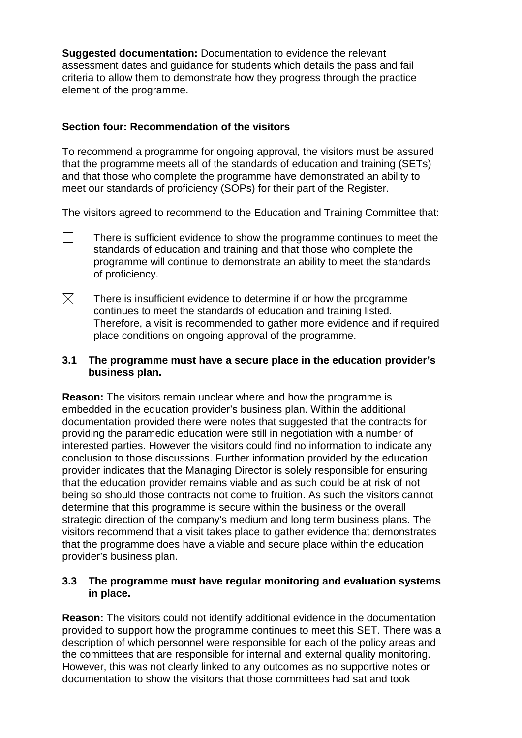**Suggested documentation:** Documentation to evidence the relevant assessment dates and guidance for students which details the pass and fail criteria to allow them to demonstrate how they progress through the practice element of the programme.

## Section four: Recommendation of the visitors

To recommend a programme for ongoing approval, the visitors must be assured that the programme meets all of the standards of education and training (SETs) and that those who complete the programme have demonstrated an ability to meet our standards of proficiency (SOPs) for their part of the Register.

The visitors agreed to recommend to the Education and Training Committee that:

☐ There is sufficient evidence to show the programme continues to meet the standards of education and training and that those who complete the programme will continue to demonstrate an ability to meet the standards of proficiency.

☒ There is insufficient evidence to determine if or how the programme continues to meet the standards of education and training listed. Therefore, a visit is recommended to gather more evidence and if required place conditions on ongoing approval of the programme.

**3.1 The programme must have a secure place in the education provider's business plan.**

**Reason:** The visitors remain unclear where and how the programme is embedded in the education provider's business plan. Within the additional documentation provided there were notes that suggested that the contracts for providing the paramedic education were still in negotiation with a number of interested parties. However the visitors could find no information to indicate any conclusion to those discussions. Further information provided by the education provider indicates that the Managing Director is solely responsible for ensuring that the education provider remains viable and as such could be at risk of not being so should those contracts not come to fruition. As such the visitors cannot determine that this programme is secure within the business or the overall strategic direction of the company's medium and long term business plans. The visitors recommend that a visit takes place to gather evidence that demonstrates that the programme does have a viable and secure place within the education provider's business plan.

**3.3 The programme must have regular monitoring and evaluation systems in place.**

**Reason:** The visitors could not identify additional evidence in the documentation provided to support how the programme continues to meet this SET. There was a description of which personnel were responsible for each of the policy areas and the committees that are responsible for internal and external quality monitoring. However, this was not clearly linked to any outcomes as no supportive notes or documentation to show the visitors that those committees had sat and took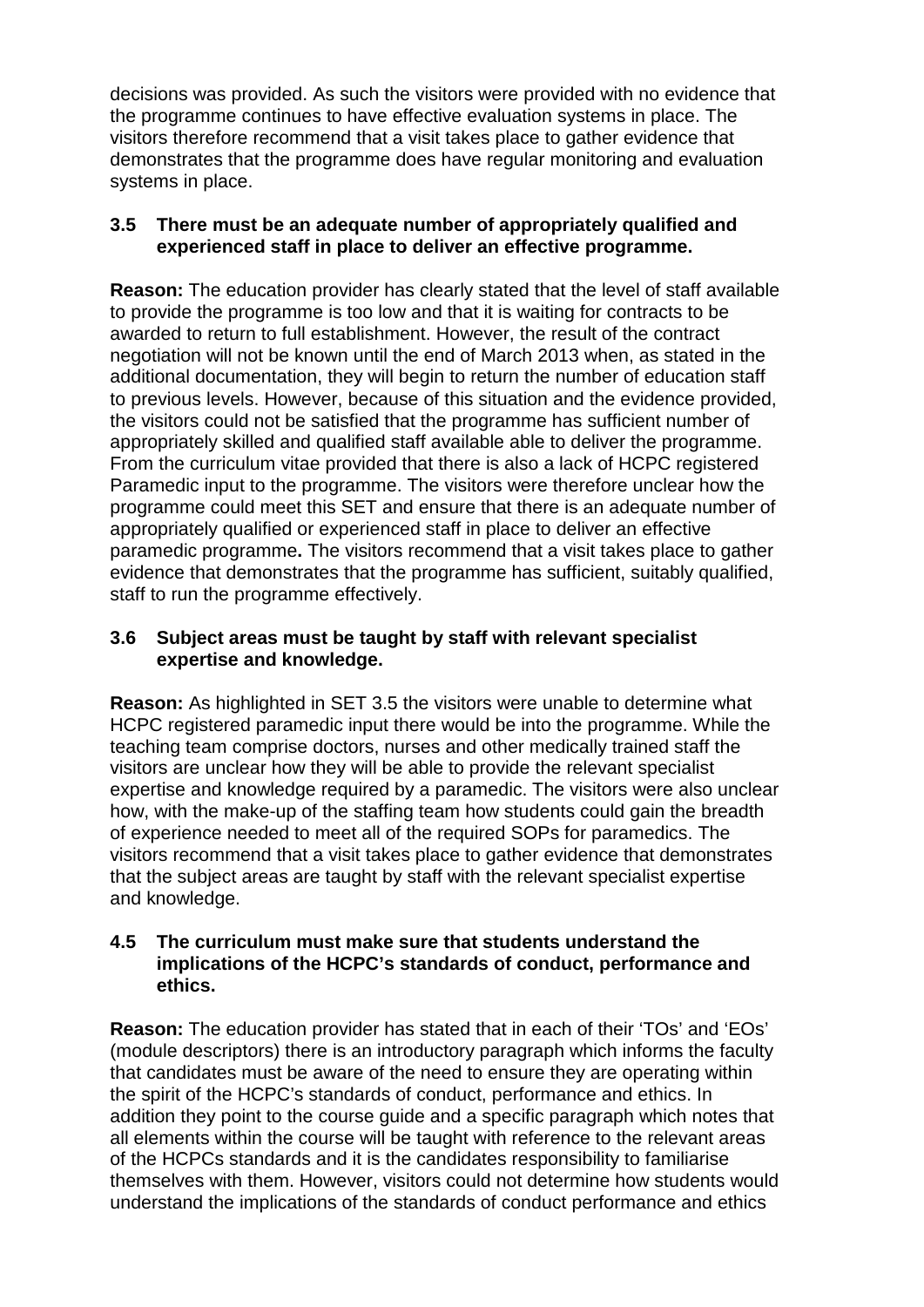decisions was provided. As such the visitors were provided with no evidence that the programme continues to have effective evaluation systems in place. The visitors therefore recommend that a visit takes place to gather evidence that demonstrates that the programme does have regular monitoring and evaluation systems in place.

**3.5 There must be an adequate number of appropriately qualified and experienced staff in place to deliver an effective programme.**

**Reason:** The education provider has clearly stated that the level of staff available to provide the programme is too low and that it is waiting for contracts to be awarded to return to full establishment. However, the result of the contract negotiation will not be known until the end of March 2013 when, as stated in the additional documentation, they will begin to return the number of education staff to previous levels. However, because of this situation and the evidence provided, the visitors could not be satisfied that the programme has sufficient number of appropriately skilled and qualified staff available able to deliver the programme. From the curriculum vitae provided that there is also a lack of HCPC registered Paramedic input to the programme. The visitors were therefore unclear how the programme could meet this SET and ensure that there is an adequate number of appropriately qualified or experienced staff in place to deliver an effective paramedic programme**.** The visitors recommend that a visit takes place to gather evidence that demonstrates that the programme has sufficient, suitably qualified, staff to run the programme effectively.

**3.6 Subject areas must be taught by staff with relevant specialist expertise and knowledge.**

**Reason:** As highlighted in SET 3.5 the visitors were unable to determine what HCPC registered paramedic input there would be into the programme. While the teaching team comprise doctors, nurses and other medically trained staff the visitors are unclear how they will be able to provide the relevant specialist expertise and knowledge required by a paramedic. The visitors were also unclear how, with the make-up of the staffing team how students could gain the breadth of experience needed to meet all of the required SOPs for paramedics. The visitors recommend that a visit takes place to gather evidence that demonstrates that the subject areas are taught by staff with the relevant specialist expertise and knowledge.

**4.5 The curriculum must make sure that students understand the implications of the HCPC's standards of conduct, performance and ethics.**

**Reason:** The education provider has stated that in each of their 'TOs' and 'EOs' (module descriptors) there is an introductory paragraph which informs the faculty that candidates must be aware of the need to ensure they are operating within the spirit of the HCPC's standards of conduct, performance and ethics. In addition they point to the course guide and a specific paragraph which notes that all elements within the course will be taught with reference to the relevant areas of the HCPCs standards and it is the candidates responsibility to familiarise themselves with them. However, visitors could not determine how students would understand the implications of the standards of conduct performance and ethics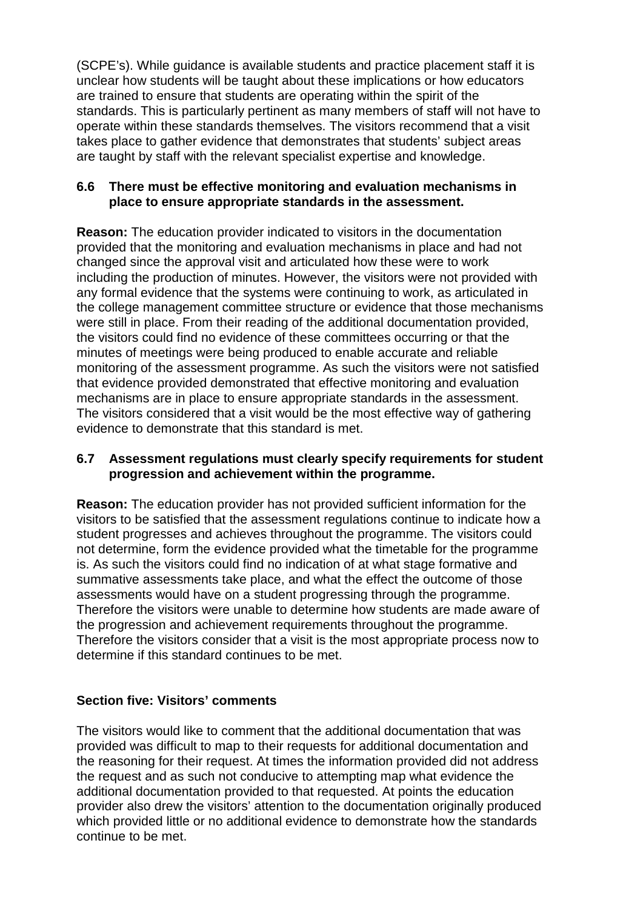(SCPE's). While guidance is available students and practice placement staff it is unclear how students will be taught about these implications or how educators are trained to ensure that students are operating within the spirit of the standards. This is particularly pertinent as many members of staff will not have to operate within these standards themselves. The visitors recommend that a visit takes place to gather evidence that demonstrates that students' subject areas are taught by staff with the relevant specialist expertise and knowledge.

**6.6 There must be effective monitoring and evaluation mechanisms in place to ensure appropriate standards in the assessment.**

**Reason:** The education provider indicated to visitors in the documentation provided that the monitoring and evaluation mechanisms in place and had not changed since the approval visit and articulated how these were to work including the production of minutes. However, the visitors were not provided with any formal evidence that the systems were continuing to work, as articulated in the college management committee structure or evidence that those mechanisms were still in place. From their reading of the additional documentation provided, the visitors could find no evidence of these committees occurring or that the minutes of meetings were being produced to enable accurate and reliable monitoring of the assessment programme. As such the visitors were not satisfied that evidence provided demonstrated that effective monitoring and evaluation mechanisms are in place to ensure appropriate standards in the assessment. The visitors considered that a visit would be the most effective way of gathering evidence to demonstrate that this standard is met.

**6.7 Assessment regulations must clearly specify requirements for student progression and achievement within the programme.**

**Reason:** The education provider has not provided sufficient information for the visitors to be satisfied that the assessment regulations continue to indicate how a student progresses and achieves throughout the programme. The visitors could not determine, form the evidence provided what the timetable for the programme is. As such the visitors could find no indication of at what stage formative and summative assessments take place, and what the effect the outcome of those assessments would have on a student progressing through the programme. Therefore the visitors were unable to determine how students are made aware of the progression and achievement requirements throughout the programme. Therefore the visitors consider that a visit is the most appropriate process now to determine if this standard continues to be met.

**Section five: Visitors' comments**

The visitors would like to comment that the additional documentation that was provided was difficult to map to their requests for additional documentation and the reasoning for their request. At times the information provided did not address the request and as such not conducive to attempting map what evidence the additional documentation provided to that requested. At points the education provider also drew the visitors' attention to the documentation originally produced which provided little or no additional evidence to demonstrate how the standards continue to be met.